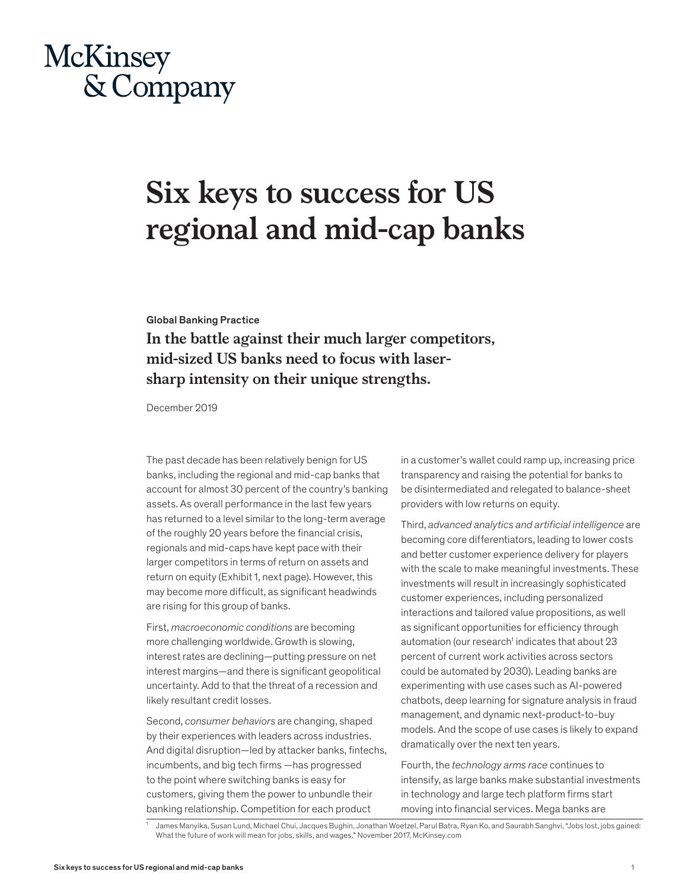McKinsey & Company

# Six keys to success for US regional and mid-cap banks

**Global Banking Practice**

**In the battle against their much larger competitors, mid-sized US banks need to focus with laser-sharp intensity on their unique strengths.**

December 2019

The past decade has been relatively benign for US banks, including the regional and mid-cap banks that account for almost 30 percent of the country's banking assets. As overall performance in the last few years has returned to a level similar to the long-term average of the roughly 20 years before the financial crisis, regionals and mid-caps have kept pace with their larger competitors in terms of return on assets and return on equity (Exhibit 1, next page). However, this may become more difficult, as significant headwinds are rising for this group of banks.

First, *macroeconomic conditions* are becoming more challenging worldwide. Growth is slowing, interest rates are declining—putting pressure on net interest margins—and there is significant geopolitical uncertainty. Add to that the threat of a recession and likely resultant credit losses.

Second, *consumer behaviors* are changing, shaped by their experiences with leaders across industries. And digital disruption—led by attacker banks, fintechs, incumbents, and big tech firms —has progressed to the point where switching banks is easy for customers, giving them the power to unbundle their banking relationship. Competition for each product in a customer's wallet could ramp up, increasing price transparency and raising the potential for banks to be disintermediated and relegated to balance-sheet providers with low returns on equity.

Third, *advanced analytics and artificial intelligence* are becoming core differentiators, leading to lower costs and better customer experience delivery for players with the scale to make meaningful investments. These investments will result in increasingly sophisticated customer experiences, including personalized interactions and tailored value propositions, as well as significant opportunities for efficiency through automation (our research[1] indicates that about 23 percent of current work activities across sectors could be automated by 2030). Leading banks are experimenting with use cases such as AI-powered chatbots, deep learning for signature analysis in fraud management, and dynamic next-product-to-buy models. And the scope of use cases is likely to expand dramatically over the next ten years.

Fourth, the *technology arms race* continues to intensify, as large banks make substantial investments in technology and large tech platform firms start moving into financial services. Mega banks are

[1] James Manyika, Susan Lund, Michael Chui, Jacques Bughin, Jonathan Woetzel, Parul Batra, Ryan Ko, and Saurabh Sanghvi, "Jobs lost, jobs gained: What the future of work will mean for jobs, skills, and wages," November 2017, McKinsey.com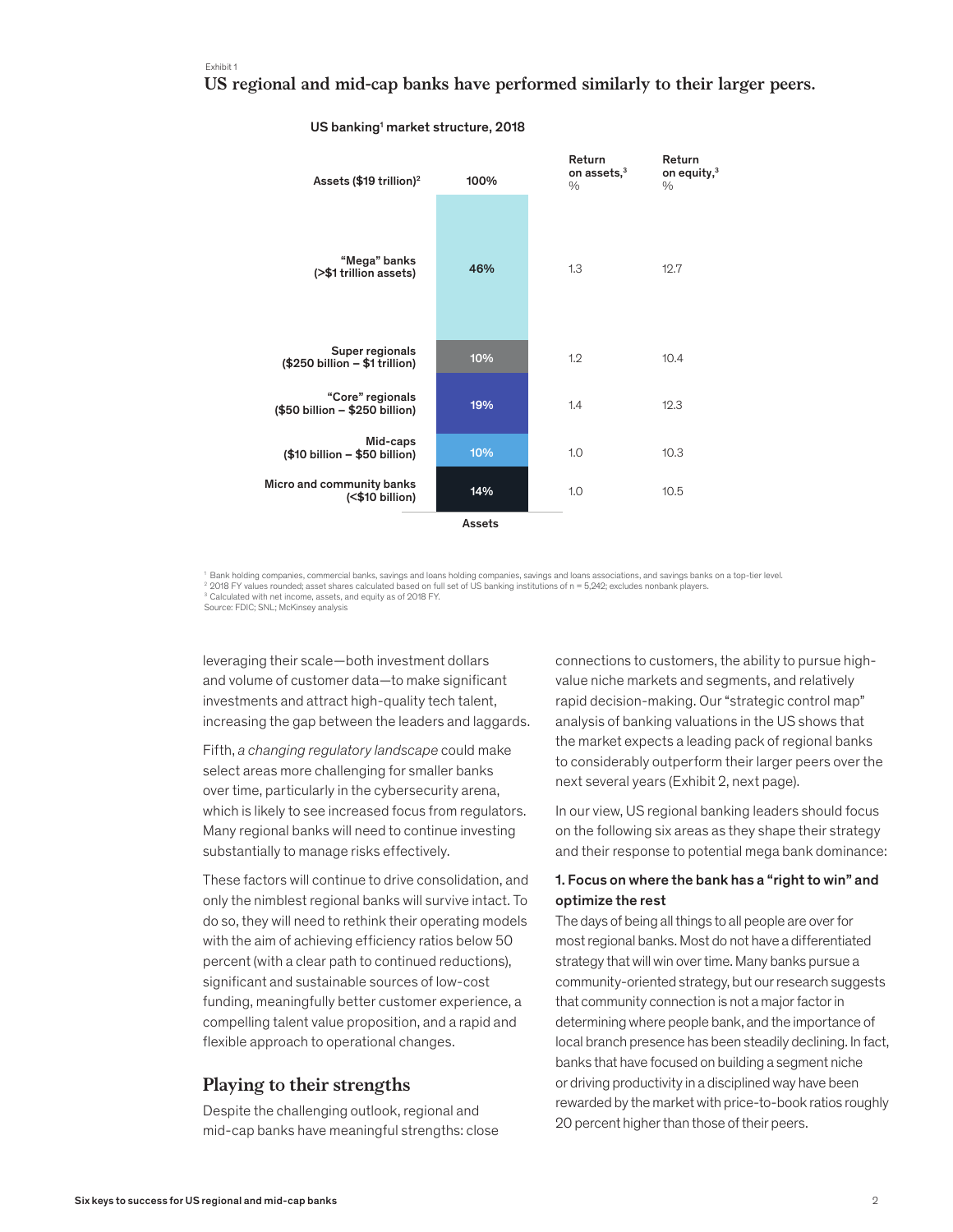Exhibit 1

**US regional and mid-cap banks have performed similarly to their larger peers.**

US banking[1] market structure, 2018

Assets ($19 trillion)[2] 100%

Return on assets,[3] %

Return on equity,[3] %

"Mega" banks (>$1 trillion assets) 46% 1.3 12.7

Super regionals ($250 billion – $1 trillion) 10% 1.2 10.4

"Core" regionals ($50 billion – $250 billion) 19% 1.4 12.3

Mid-caps ($10 billion – $50 billion) 10% 1.0 10.3

Micro and community banks (<$10 billion) 14% 1.0 10.5

Assets

[1] Bank holding companies, commercial banks, savings and loans holding companies, savings and loans associations, and savings banks on a top-tier level.
[2] 2018 FY values rounded; asset shares calculated based on full set of US banking institutions of n = 5,242; excludes nonbank players.
[3] Calculated with net income, assets, and equity as of 2018 FY.
Source: FDIC; SNL; McKinsey analysis

leveraging their scale—both investment dollars and volume of customer data—to make significant investments and attract high-quality tech talent, increasing the gap between the leaders and laggards.

Fifth, *a changing regulatory landscape* could make select areas more challenging for smaller banks over time, particularly in the cybersecurity arena, which is likely to see increased focus from regulators. Many regional banks will need to continue investing substantially to manage risks effectively.

These factors will continue to drive consolidation, and only the nimblest regional banks will survive intact. To do so, they will need to rethink their operating models with the aim of achieving efficiency ratios below 50 percent (with a clear path to continued reductions), significant and sustainable sources of low-cost funding, meaningfully better customer experience, a compelling talent value proposition, and a rapid and flexible approach to operational changes.

## Playing to their strengths

Despite the challenging outlook, regional and mid-cap banks have meaningful strengths: close connections to customers, the ability to pursue high-value niche markets and segments, and relatively rapid decision-making. Our "strategic control map" analysis of banking valuations in the US shows that the market expects a leading pack of regional banks to considerably outperform their larger peers over the next several years (Exhibit 2, next page).

In our view, US regional banking leaders should focus on the following six areas as they shape their strategy and their response to potential mega bank dominance:

### 1. Focus on where the bank has a "right to win" and optimize the rest

The days of being all things to all people are over for most regional banks. Most do not have a differentiated strategy that will win over time. Many banks pursue a community-oriented strategy, but our research suggests that community connection is not a major factor in determining where people bank, and the importance of local branch presence has been steadily declining. In fact, banks that have focused on building a segment niche or driving productivity in a disciplined way have been rewarded by the market with price-to-book ratios roughly 20 percent higher than those of their peers.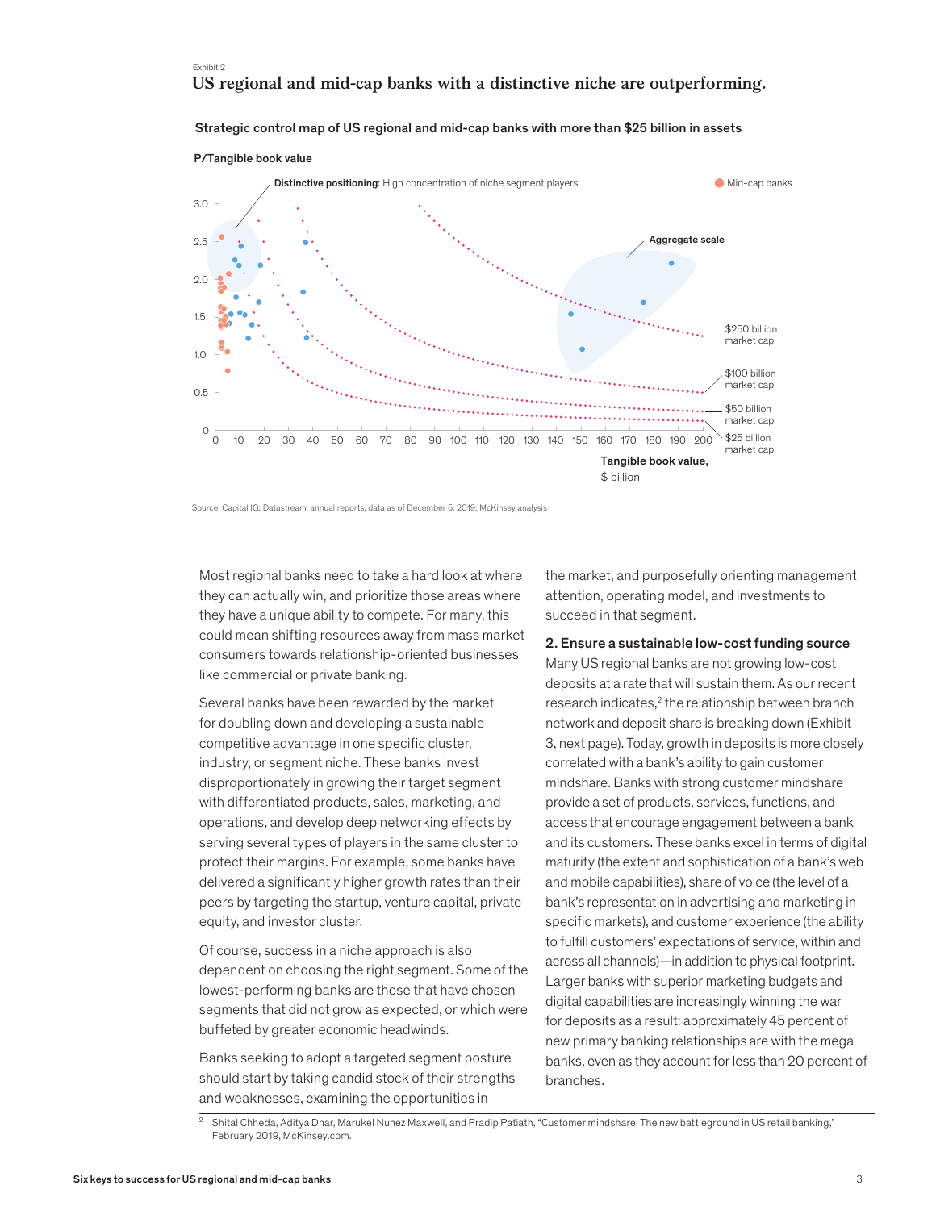Exhibit 2

## US regional and mid-cap banks with a distinctive niche are outperforming.

Strategic control map of US regional and mid-cap banks with more than $25 billion in assets

P/Tangible book value

**Distinctive positioning**: High concentration of niche segment players

Mid-cap banks

**Aggregate scale**

3.0
2.5
2.0
1.5
1.0
0.5
0

0 10 20 30 40 50 60 70 80 90 100 110 120 130 140 150 160 170 180 190 200

$250 billion market cap

$100 billion market cap

$50 billion market cap

$25 billion market cap

**Tangible book value,** $ billion

Source: Capital IQ; Datastream; annual reports; data as of December 5, 2019; McKinsey analysis

Most regional banks need to take a hard look at where they can actually win, and prioritize those areas where they have a unique ability to compete. For many, this could mean shifting resources away from mass market consumers towards relationship-oriented businesses like commercial or private banking.

Several banks have been rewarded by the market for doubling down and developing a sustainable competitive advantage in one specific cluster, industry, or segment niche. These banks invest disproportionately in growing their target segment with differentiated products, sales, marketing, and operations, and develop deep networking effects by serving several types of players in the same cluster to protect their margins. For example, some banks have delivered a significantly higher growth rates than their peers by targeting the startup, venture capital, private equity, and investor cluster.

Of course, success in a niche approach is also dependent on choosing the right segment. Some of the lowest-performing banks are those that have chosen segments that did not grow as expected, or which were buffeted by greater economic headwinds.

Banks seeking to adopt a targeted segment posture should start by taking candid stock of their strengths and weaknesses, examining the opportunities in the market, and purposefully orienting management attention, operating model, and investments to succeed in that segment.

### 2. Ensure a sustainable low-cost funding source

Many US regional banks are not growing low-cost deposits at a rate that will sustain them. As our recent research indicates,[2] the relationship between branch network and deposit share is breaking down (Exhibit 3, next page). Today, growth in deposits is more closely correlated with a bank's ability to gain customer mindshare. Banks with strong customer mindshare provide a set of products, services, functions, and access that encourage engagement between a bank and its customers. These banks excel in terms of digital maturity (the extent and sophistication of a bank's web and mobile capabilities), share of voice (the level of a bank's representation in advertising and marketing in specific markets), and customer experience (the ability to fulfill customers' expectations of service, within and across all channels)—in addition to physical footprint. Larger banks with superior marketing budgets and digital capabilities are increasingly winning the war for deposits as a result: approximately 45 percent of new primary banking relationships are with the mega banks, even as they account for less than 20 percent of branches.

[2] Shital Chheda, Aditya Dhar, Marukel Nunez Maxwell, and Pradip Patiath, "Customer mindshare: The new battleground in US retail banking," February 2019, McKinsey.com.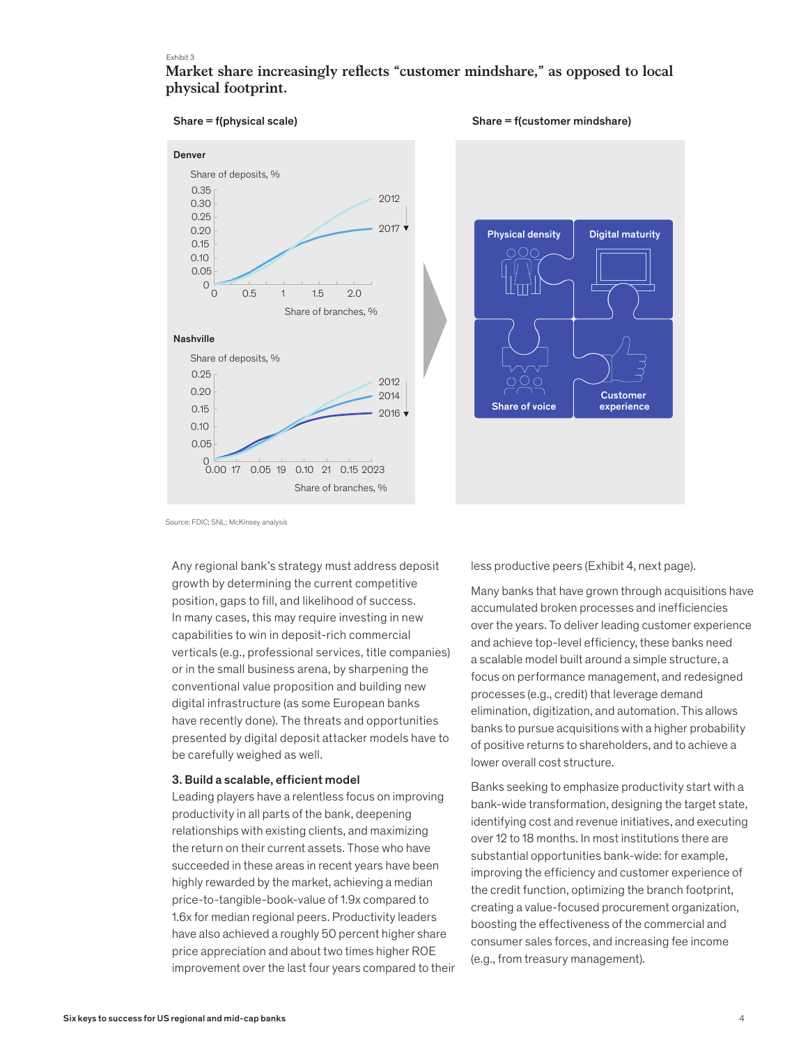Exhibit 3

**Market share increasingly reflects "customer mindshare," as opposed to local physical footprint.**

Share = f(physical scale)

Denver

Share of deposits, %

0.35
0.30
0.25
0.20
0.15
0.10
0.05
0

0 0.5 1 1.5 2.0

Share of branches, %

2012
2017

Nashville

Share of deposits, %

0.25
0.20
0.15
0.10
0.05
0

0.00 17 0.05 19 0.10 21 0.15 2023

Share of branches, %

2012
2014
2016

Share = f(customer mindshare)

Physical density
Digital maturity
Share of voice
Customer experience

Source: FDIC; SNL; McKinsey analysis

Any regional bank's strategy must address deposit growth by determining the current competitive position, gaps to fill, and likelihood of success. In many cases, this may require investing in new capabilities to win in deposit-rich commercial verticals (e.g., professional services, title companies) or in the small business arena, by sharpening the conventional value proposition and building new digital infrastructure (as some European banks have recently done). The threats and opportunities presented by digital deposit attacker models have to be carefully weighed as well.

### 3. Build a scalable, efficient model

Leading players have a relentless focus on improving productivity in all parts of the bank, deepening relationships with existing clients, and maximizing the return on their current assets. Those who have succeeded in these areas in recent years have been highly rewarded by the market, achieving a median price-to-tangible-book-value of 1.9x compared to 1.6x for median regional peers. Productivity leaders have also achieved a roughly 50 percent higher share price appreciation and about two times higher ROE improvement over the last four years compared to their less productive peers (Exhibit 4, next page).

Many banks that have grown through acquisitions have accumulated broken processes and inefficiencies over the years. To deliver leading customer experience and achieve top-level efficiency, these banks need a scalable model built around a simple structure, a focus on performance management, and redesigned processes (e.g., credit) that leverage demand elimination, digitization, and automation. This allows banks to pursue acquisitions with a higher probability of positive returns to shareholders, and to achieve a lower overall cost structure.

Banks seeking to emphasize productivity start with a bank-wide transformation, designing the target state, identifying cost and revenue initiatives, and executing over 12 to 18 months. In most institutions there are substantial opportunities bank-wide: for example, improving the efficiency and customer experience of the credit function, optimizing the branch footprint, creating a value-focused procurement organization, boosting the effectiveness of the commercial and consumer sales forces, and increasing fee income (e.g., from treasury management).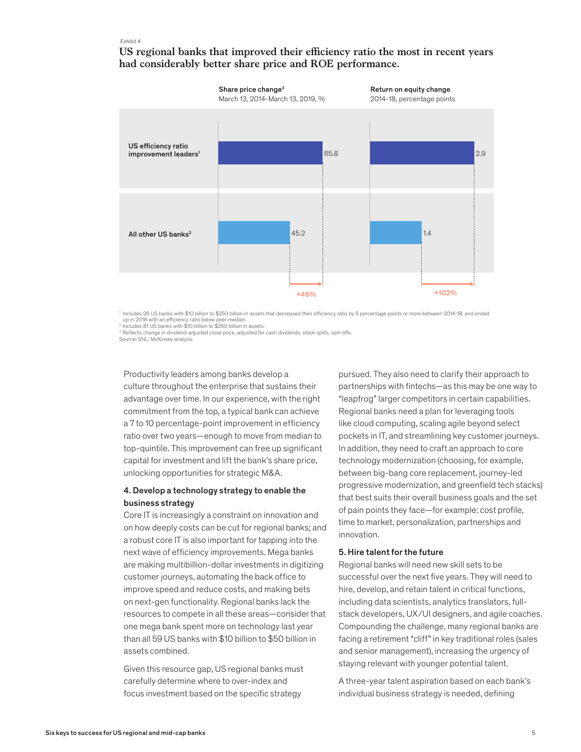Exhibit 4

**US regional banks that improved their efficiency ratio the most in recent years had considerably better share price and ROE performance.**

Share price change[3]
March 13, 2014-March 13, 2019, %

Return on equity change
2014-18, percentage points

US efficiency ratio improvement leaders[1]
65.8
2.9

All other US banks[2]
45.2
1.4

+46%
+102%

[1] Includes 26 US banks with $10 billion to $250 billion in assets that decreased their efficiency ratio by 5 percentage points or more between 2014-18, and ended up in 2018 with an efficiency ratio below peer median.
[2] Includes 81 US banks with $10 billion to $250 billion in assets.
[3] Reflects change in dividend-adjusted close price, adjusted for cash dividends, stock splits, spin offs.
Source: SNL; McKinsey analysis

Productivity leaders among banks develop a culture throughout the enterprise that sustains their advantage over time. In our experience, with the right commitment from the top, a typical bank can achieve a 7 to 10 percentage-point improvement in efficiency ratio over two years—enough to move from median to top-quintile. This improvement can free up significant capital for investment and lift the bank's share price, unlocking opportunities for strategic M&A.

**4. Develop a technology strategy to enable the business strategy**

Core IT is increasingly a constraint on innovation and on how deeply costs can be cut for regional banks; and a robust core IT is also important for tapping into the next wave of efficiency improvements. Mega banks are making multibillion-dollar investments in digitizing customer journeys, automating the back office to improve speed and reduce costs, and making bets on next-gen functionality. Regional banks lack the resources to compete in all these areas—consider that one mega bank spent more on technology last year than all 59 US banks with $10 billion to $50 billion in assets combined.

Given this resource gap, US regional banks must carefully determine where to over-index and focus investment based on the specific strategy pursued. They also need to clarify their approach to partnerships with fintechs—as this may be one way to "leapfrog" larger competitors in certain capabilities. Regional banks need a plan for leveraging tools like cloud computing, scaling agile beyond select pockets in IT, and streamlining key customer journeys. In addition, they need to craft an approach to core technology modernization (choosing, for example, between big-bang core replacement, journey-led progressive modernization, and greenfield tech stacks) that best suits their overall business goals and the set of pain points they face—for example: cost profile, time to market, personalization, partnerships and innovation.

**5. Hire talent for the future**

Regional banks will need new skill sets to be successful over the next five years. They will need to hire, develop, and retain talent in critical functions, including data scientists, analytics translators, full-stack developers, UX/UI designers, and agile coaches. Compounding the challenge, many regional banks are facing a retirement "cliff" in key traditional roles (sales and senior management), increasing the urgency of staying relevant with younger potential talent.

A three-year talent aspiration based on each bank's individual business strategy is needed, defining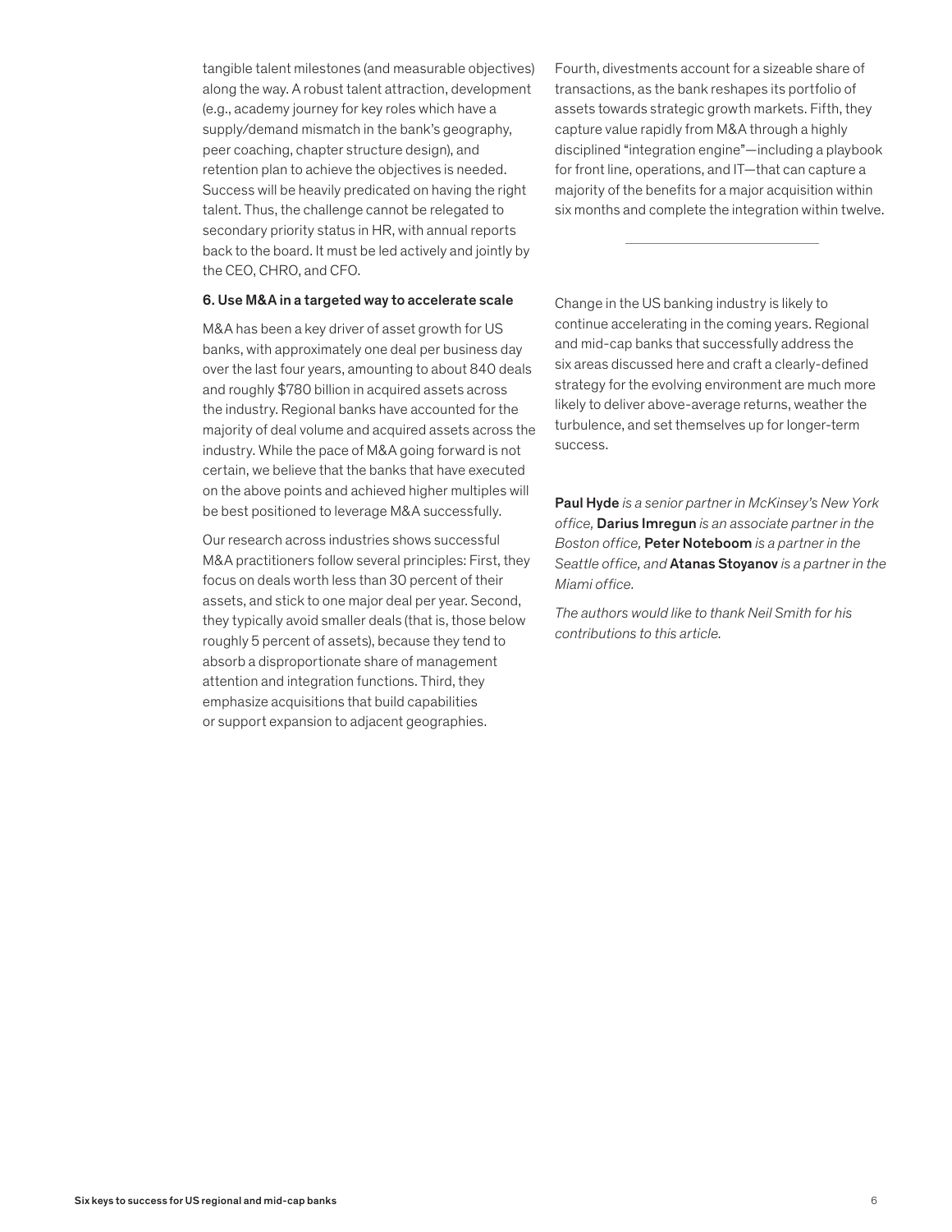tangible talent milestones (and measurable objectives) along the way. A robust talent attraction, development (e.g., academy journey for key roles which have a supply/demand mismatch in the bank's geography, peer coaching, chapter structure design), and retention plan to achieve the objectives is needed. Success will be heavily predicated on having the right talent. Thus, the challenge cannot be relegated to secondary priority status in HR, with annual reports back to the board. It must be led actively and jointly by the CEO, CHRO, and CFO.

### 6. Use M&A in a targeted way to accelerate scale

M&A has been a key driver of asset growth for US banks, with approximately one deal per business day over the last four years, amounting to about 840 deals and roughly $780 billion in acquired assets across the industry. Regional banks have accounted for the majority of deal volume and acquired assets across the industry. While the pace of M&A going forward is not certain, we believe that the banks that have executed on the above points and achieved higher multiples will be best positioned to leverage M&A successfully.

Our research across industries shows successful M&A practitioners follow several principles: First, they focus on deals worth less than 30 percent of their assets, and stick to one major deal per year. Second, they typically avoid smaller deals (that is, those below roughly 5 percent of assets), because they tend to absorb a disproportionate share of management attention and integration functions. Third, they emphasize acquisitions that build capabilities or support expansion to adjacent geographies. Fourth, divestments account for a sizeable share of transactions, as the bank reshapes its portfolio of assets towards strategic growth markets. Fifth, they capture value rapidly from M&A through a highly disciplined "integration engine"—including a playbook for front line, operations, and IT—that can capture a majority of the benefits for a major acquisition within six months and complete the integration within twelve.

---

Change in the US banking industry is likely to continue accelerating in the coming years. Regional and mid-cap banks that successfully address the six areas discussed here and craft a clearly-defined strategy for the evolving environment are much more likely to deliver above-average returns, weather the turbulence, and set themselves up for longer-term success.

**Paul Hyde** *is a senior partner in McKinsey's New York office,* **Darius Imregun** *is an associate partner in the Boston office,* **Peter Noteboom** *is a partner in the Seattle office, and* **Atanas Stoyanov** *is a partner in the Miami office.*

*The authors would like to thank Neil Smith for his contributions to this article.*